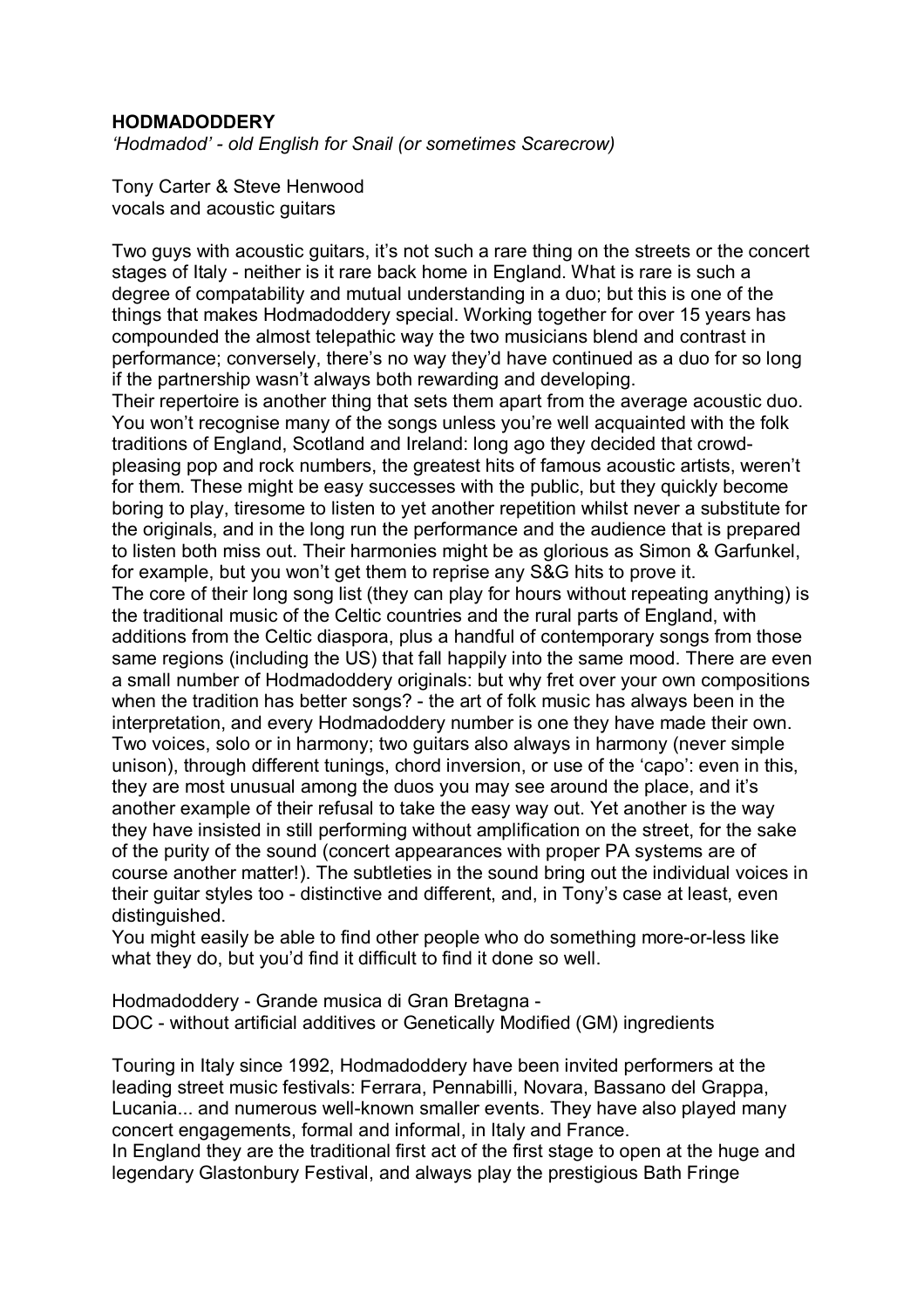**HODMADODDERY**

*'Hodmadod' - old English for Snail (or sometimes Scarecrow)*

Tony Carter & Steve Henwood
vocals and acoustic guitars

Two guys with acoustic guitars, it's not such a rare thing on the streets or the concert stages of Italy - neither is it rare back home in England. What is rare is such a degree of compatability and mutual understanding in a duo; but this is one of the things that makes Hodmadoddery special. Working together for over 15 years has compounded the almost telepathic way the two musicians blend and contrast in performance; conversely, there's no way they'd have continued as a duo for so long if the partnership wasn't always both rewarding and developing.

Their repertoire is another thing that sets them apart from the average acoustic duo. You won't recognise many of the songs unless you're well acquainted with the folk traditions of England, Scotland and Ireland: long ago they decided that crowd-pleasing pop and rock numbers, the greatest hits of famous acoustic artists, weren't for them. These might be easy successes with the public, but they quickly become boring to play, tiresome to listen to yet another repetition whilst never a substitute for the originals, and in the long run the performance and the audience that is prepared to listen both miss out. Their harmonies might be as glorious as Simon & Garfunkel, for example, but you won't get them to reprise any S&G hits to prove it.

The core of their long song list (they can play for hours without repeating anything) is the traditional music of the Celtic countries and the rural parts of England, with additions from the Celtic diaspora, plus a handful of contemporary songs from those same regions (including the US) that fall happily into the same mood. There are even a small number of Hodmadoddery originals: but why fret over your own compositions when the tradition has better songs? - the art of folk music has always been in the interpretation, and every Hodmadoddery number is one they have made their own.

Two voices, solo or in harmony; two guitars also always in harmony (never simple unison), through different tunings, chord inversion, or use of the 'capo': even in this, they are most unusual among the duos you may see around the place, and it's another example of their refusal to take the easy way out. Yet another is the way they have insisted in still performing without amplification on the street, for the sake of the purity of the sound (concert appearances with proper PA systems are of course another matter!). The subtleties in the sound bring out the individual voices in their guitar styles too - distinctive and different, and, in Tony's case at least, even distinguished.

You might easily be able to find other people who do something more-or-less like what they do, but you'd find it difficult to find it done so well.

Hodmadoddery - Grande musica di Gran Bretagna -
DOC - without artificial additives or Genetically Modified (GM) ingredients

Touring in Italy since 1992, Hodmadoddery have been invited performers at the leading street music festivals: Ferrara, Pennabilli, Novara, Bassano del Grappa, Lucania... and numerous well-known smaller events. They have also played many concert engagements, formal and informal, in Italy and France.

In England they are the traditional first act of the first stage to open at the huge and legendary Glastonbury Festival, and always play the prestigious Bath Fringe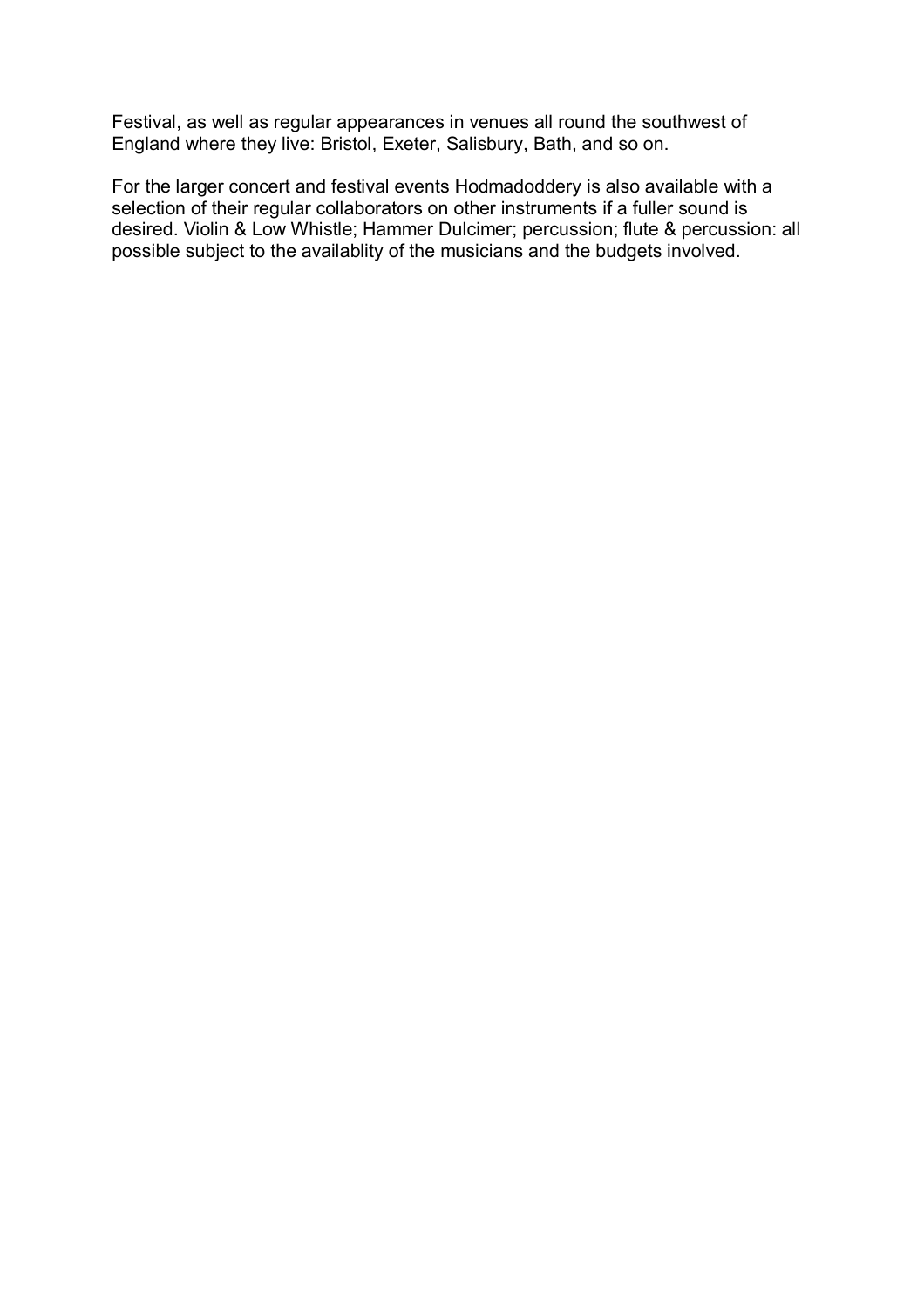Festival, as well as regular appearances in venues all round the southwest of England where they live: Bristol, Exeter, Salisbury, Bath, and so on.

For the larger concert and festival events Hodmadoddery is also available with a selection of their regular collaborators on other instruments if a fuller sound is desired. Violin & Low Whistle; Hammer Dulcimer; percussion; flute & percussion: all possible subject to the availablity of the musicians and the budgets involved.